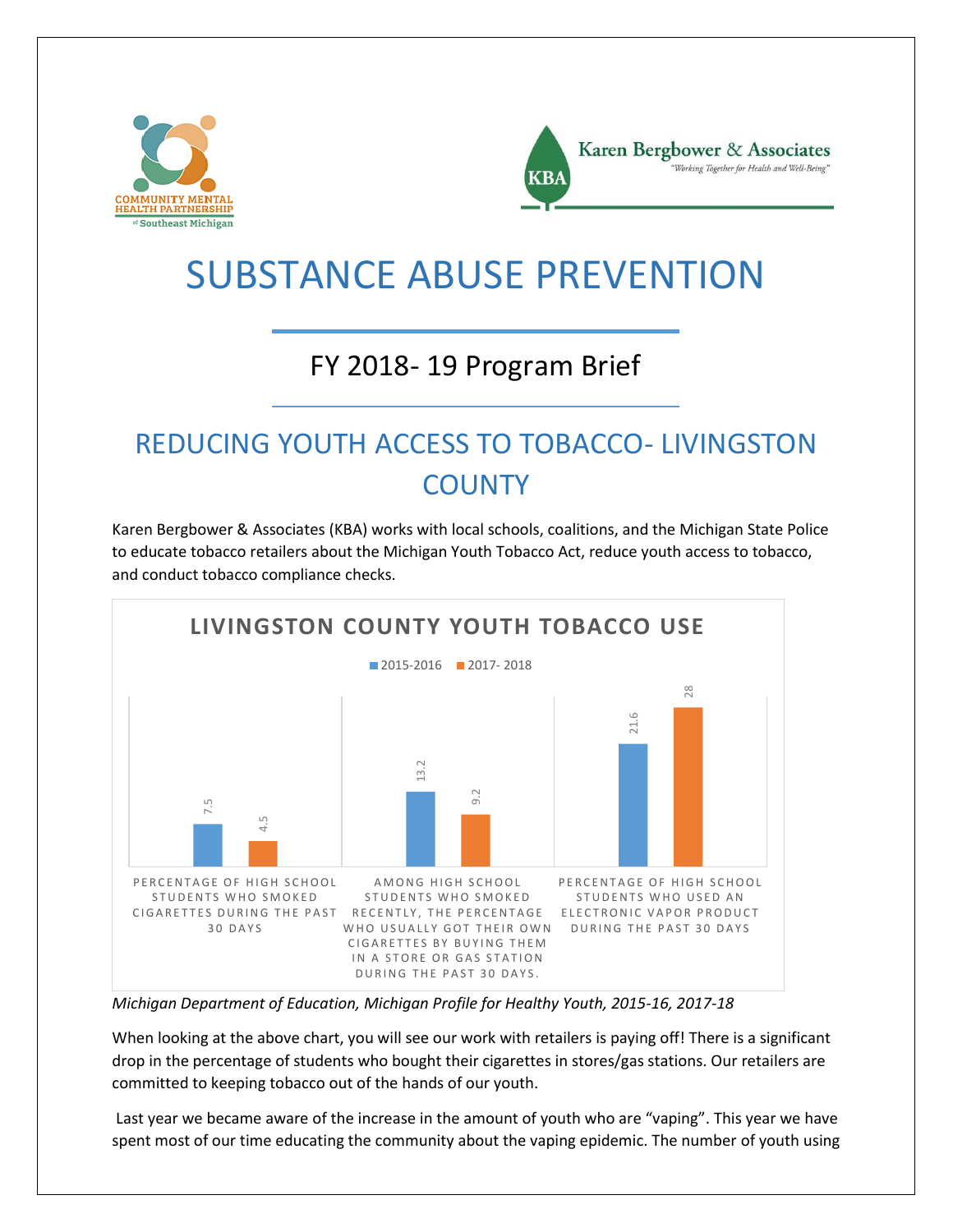COMMUNITY MENTAL HEALTH PARTNERSHIP of Southeast Michigan

Karen Bergbower & Associates
"Working Together for Health and Well-Being"

# SUBSTANCE ABUSE PREVENTION

## FY 2018- 19 Program Brief

## REDUCING YOUTH ACCESS TO TOBACCO- LIVINGSTON COUNTY

Karen Bergbower & Associates (KBA) works with local schools, coalitions, and the Michigan State Police to educate tobacco retailers about the Michigan Youth Tobacco Act, reduce youth access to tobacco, and conduct tobacco compliance checks.

**LIVINGSTON COUNTY YOUTH TOBACCO USE**

| | 2015-2016 | 2017- 2018 |
|---|---|---|
| Percentage of high school students who smoked cigarettes during the past 30 days | 7.5 | 4.5 |
| Among high school students who smoked recently, the percentage who usually got their own cigarettes by buying them in a store or gas station during the past 30 days. | 13.2 | 9.2 |
| Percentage of high school students who used an electronic vapor product during the past 30 days | 21.6 | 28 |

*Michigan Department of Education, Michigan Profile for Healthy Youth, 2015-16, 2017-18*

When looking at the above chart, you will see our work with retailers is paying off! There is a significant drop in the percentage of students who bought their cigarettes in stores/gas stations. Our retailers are committed to keeping tobacco out of the hands of our youth.

Last year we became aware of the increase in the amount of youth who are "vaping". This year we have spent most of our time educating the community about the vaping epidemic. The number of youth using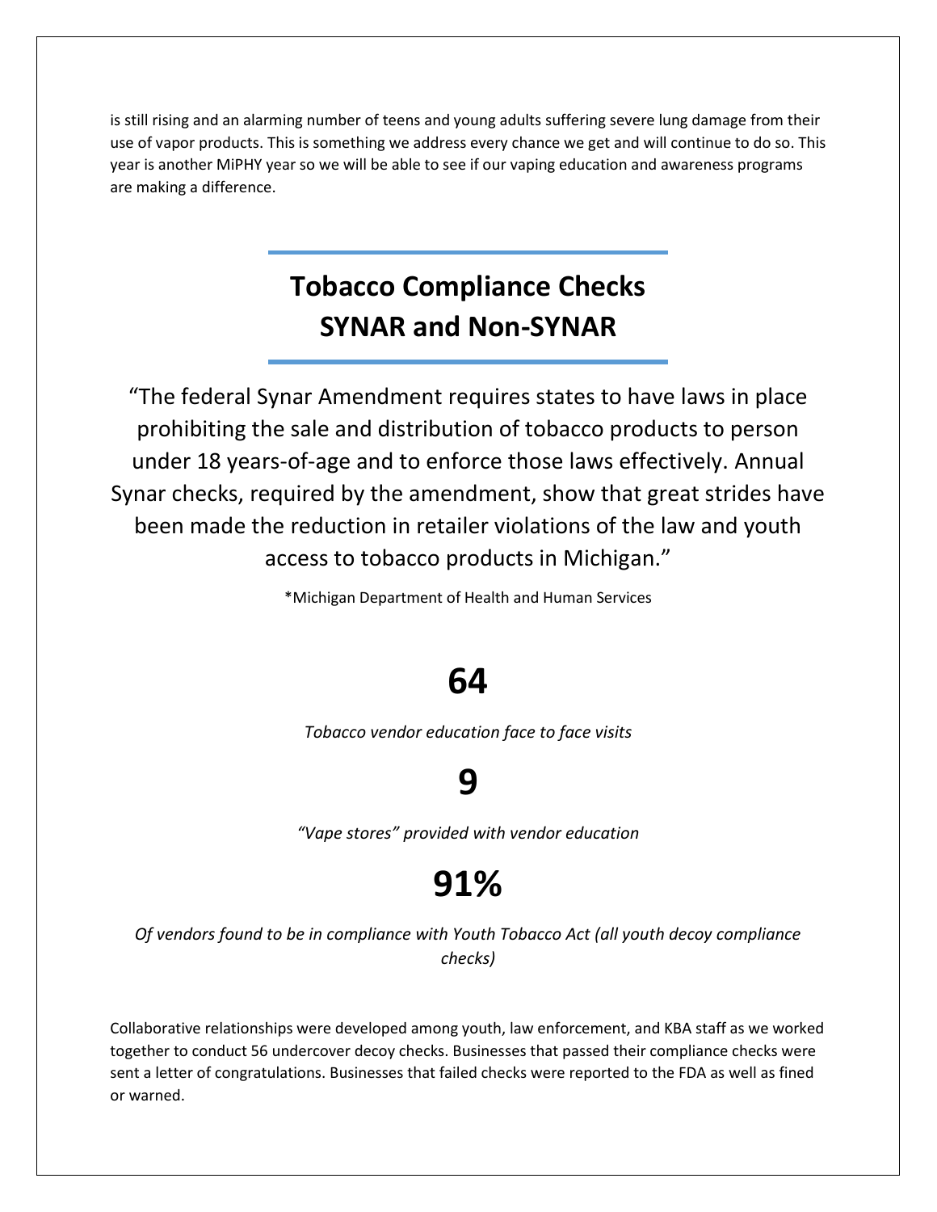is still rising and an alarming number of teens and young adults suffering severe lung damage from their use of vapor products. This is something we address every chance we get and will continue to do so. This year is another MiPHY year so we will be able to see if our vaping education and awareness programs are making a difference.

## Tobacco Compliance Checks SYNAR and Non-SYNAR

"The federal Synar Amendment requires states to have laws in place prohibiting the sale and distribution of tobacco products to person under 18 years-of-age and to enforce those laws effectively. Annual Synar checks, required by the amendment, show that great strides have been made the reduction in retailer violations of the law and youth access to tobacco products in Michigan."

*Michigan Department of Health and Human Services

# 64

*Tobacco vendor education face to face visits*

# 9

*"Vape stores" provided with vendor education*

# 91%

*Of vendors found to be in compliance with Youth Tobacco Act (all youth decoy compliance checks)*

Collaborative relationships were developed among youth, law enforcement, and KBA staff as we worked together to conduct 56 undercover decoy checks. Businesses that passed their compliance checks were sent a letter of congratulations. Businesses that failed checks were reported to the FDA as well as fined or warned.